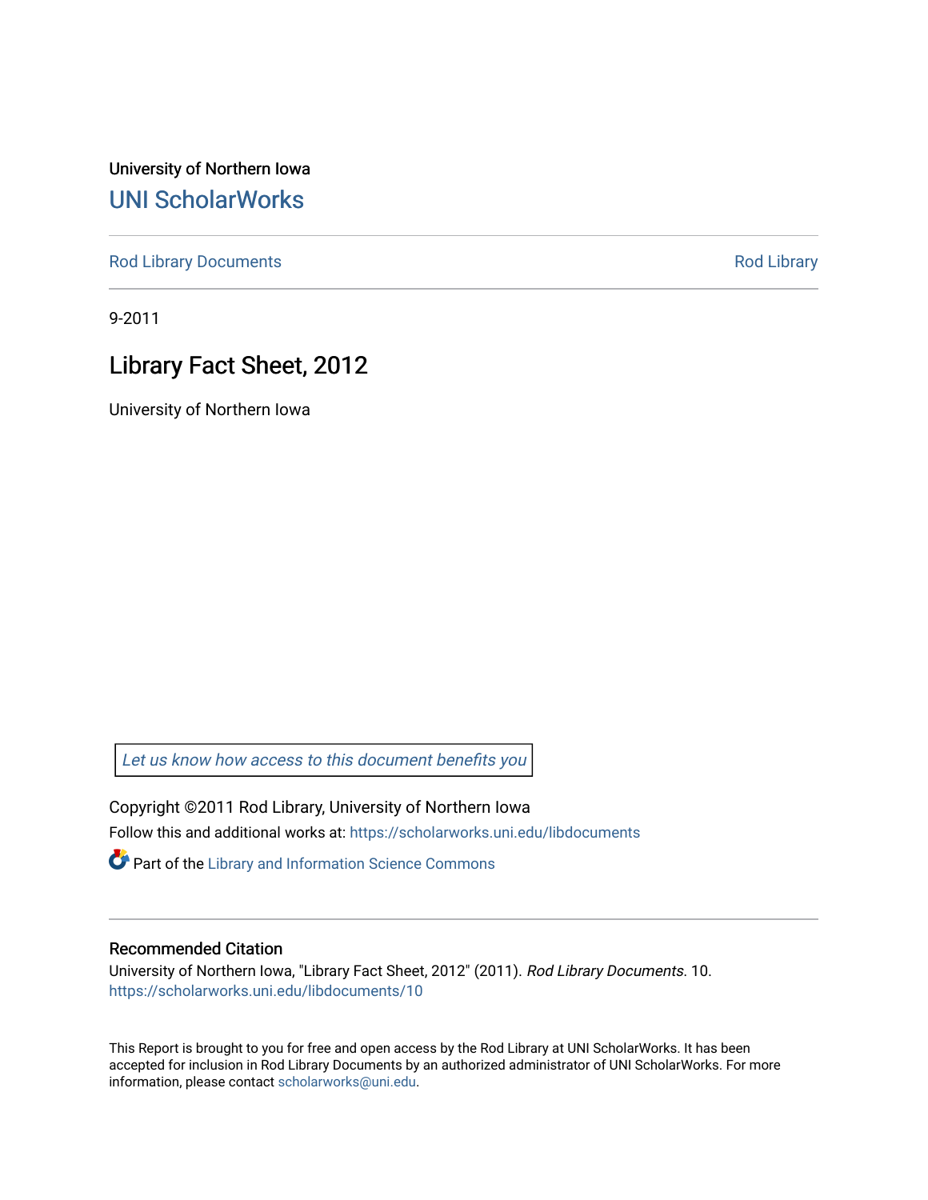University of Northern Iowa

# UNI ScholarWorks

Rod Library Documents | Rod Library

9-2011

## Library Fact Sheet, 2012

University of Northern Iowa

*Let us know how access to this document benefits you*

Copyright ©2011 Rod Library, University of Northern Iowa

Follow this and additional works at: https://scholarworks.uni.edu/libdocuments

Part of the Library and Information Science Commons

### Recommended Citation

University of Northern Iowa, "Library Fact Sheet, 2012" (2011). *Rod Library Documents*. 10.
https://scholarworks.uni.edu/libdocuments/10

This Report is brought to you for free and open access by the Rod Library at UNI ScholarWorks. It has been accepted for inclusion in Rod Library Documents by an authorized administrator of UNI ScholarWorks. For more information, please contact scholarworks@uni.edu.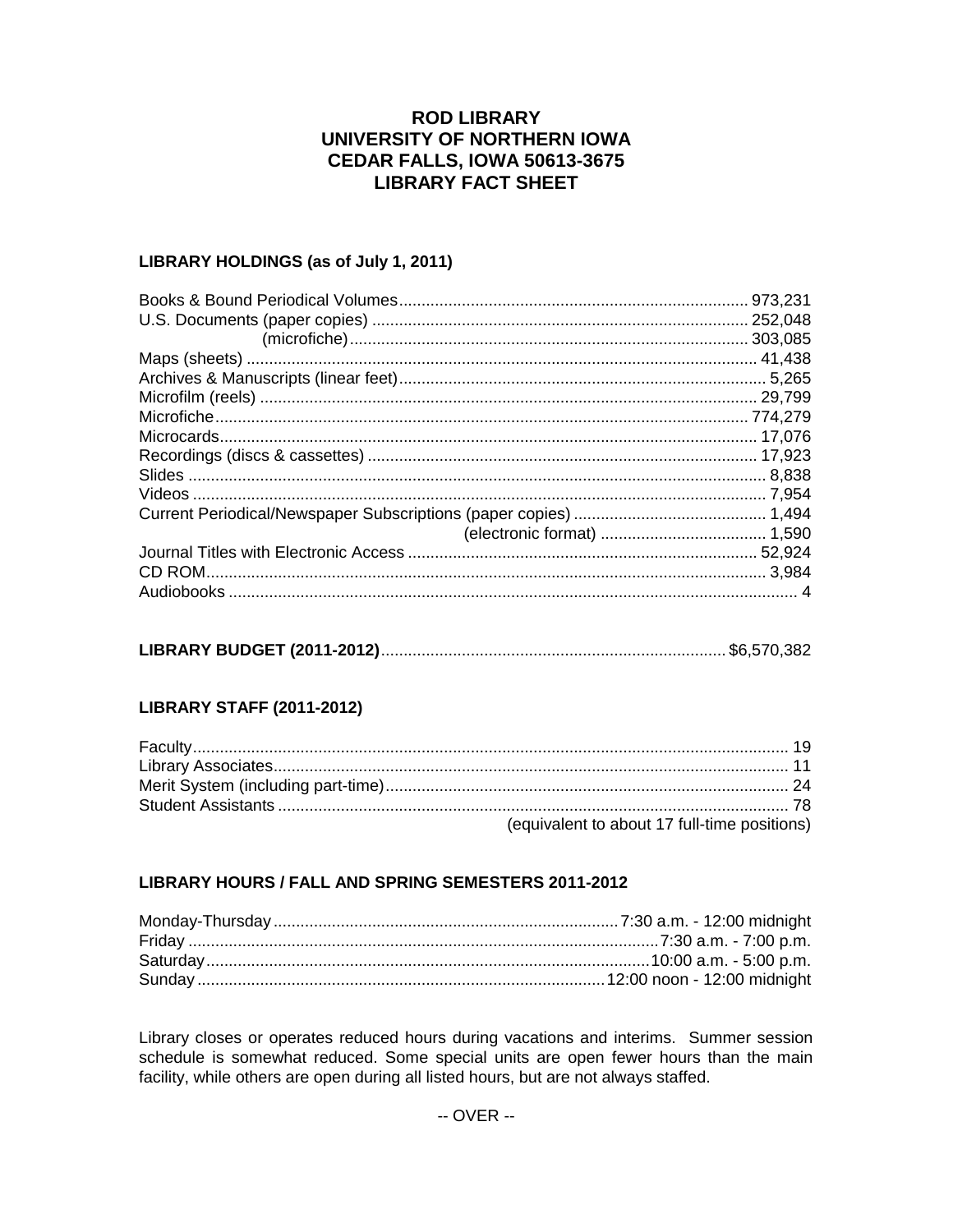# ROD LIBRARY
# UNIVERSITY OF NORTHERN IOWA
# CEDAR FALLS, IOWA 50613-3675
# LIBRARY FACT SHEET

## LIBRARY HOLDINGS (as of July 1, 2011)

| Item | Count |
|---|---|
| Books & Bound Periodical Volumes | 973,231 |
| U.S. Documents (paper copies) | 252,048 |
| (microfiche) | 303,085 |
| Maps (sheets) | 41,438 |
| Archives & Manuscripts (linear feet) | 5,265 |
| Microfilm (reels) | 29,799 |
| Microfiche | 774,279 |
| Microcards | 17,076 |
| Recordings (discs & cassettes) | 17,923 |
| Slides | 8,838 |
| Videos | 7,954 |
| Current Periodical/Newspaper Subscriptions (paper copies) | 1,494 |
| (electronic format) | 1,590 |
| Journal Titles with Electronic Access | 52,924 |
| CD ROM | 3,984 |
| Audiobooks | 4 |

**LIBRARY BUDGET (2011-2012)** ............ $6,570,382

## LIBRARY STAFF (2011-2012)

| Staff | Count |
|---|---|
| Faculty | 19 |
| Library Associates | 11 |
| Merit System (including part-time) | 24 |
| Student Assistants | 78 |
| | (equivalent to about 17 full-time positions) |

## LIBRARY HOURS / FALL AND SPRING SEMESTERS 2011-2012

| Day | Hours |
|---|---|
| Monday-Thursday | 7:30 a.m. - 12:00 midnight |
| Friday | 7:30 a.m. - 7:00 p.m. |
| Saturday | 10:00 a.m. - 5:00 p.m. |
| Sunday | 12:00 noon - 12:00 midnight |

Library closes or operates reduced hours during vacations and interims. Summer session schedule is somewhat reduced. Some special units are open fewer hours than the main facility, while others are open during all listed hours, but are not always staffed.

-- OVER --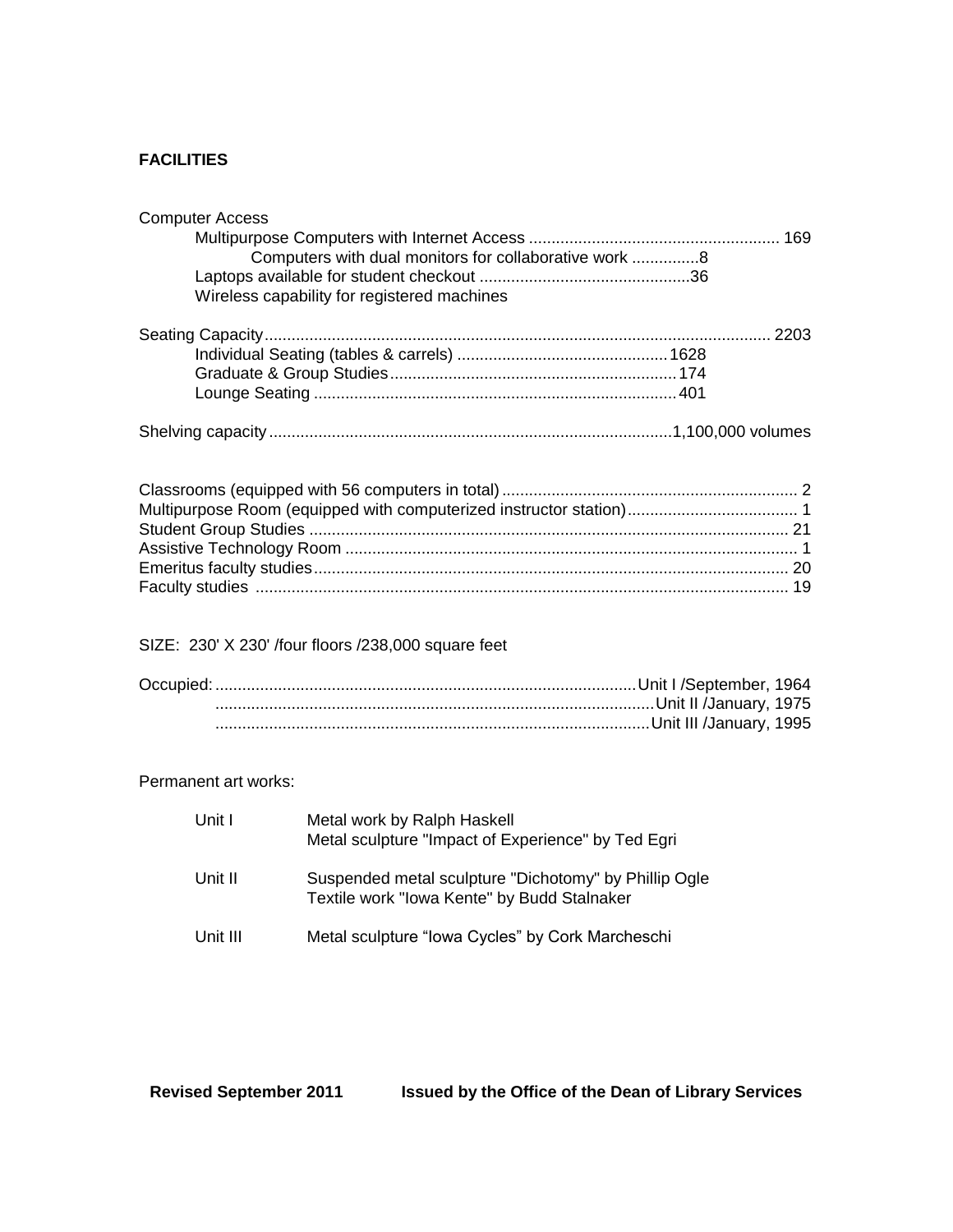**FACILITIES**

Computer Access

- Multipurpose Computers with Internet Access ........................................................ 169
  - Computers with dual monitors for collaborative work ..............8
- Laptops available for student checkout ...............................................36
- Wireless capability for registered machines

Seating Capacity................................................................................................................ 2203

- Individual Seating (tables & carrels) ..............................................1628
- Graduate & Group Studies................................................................174
- Lounge Seating ................................................................................401

Shelving capacity.........................................................................................1,100,000 volumes

Classrooms (equipped with 56 computers in total) .................................................................. 2
Multipurpose Room (equipped with computerized instructor station)...................................... 1
Student Group Studies .......................................................................................................... 21
Assistive Technology Room .................................................................................................... 1
Emeritus faculty studies......................................................................................................... 20
Faculty studies ...................................................................................................................... 19

SIZE: 230' X 230' /four floors /238,000 square feet

Occupied: .............................................................................................Unit I /September, 1964
.................................................................................................Unit II /January, 1975
................................................................................................Unit III /January, 1995

Permanent art works:

| | |
|---|---|
| Unit I | Metal work by Ralph Haskell<br>Metal sculpture "Impact of Experience" by Ted Egri |
| Unit II | Suspended metal sculpture "Dichotomy" by Phillip Ogle<br>Textile work "Iowa Kente" by Budd Stalnaker |
| Unit III | Metal sculpture “Iowa Cycles” by Cork Marcheschi |

**Revised September 2011** **Issued by the Office of the Dean of Library Services**